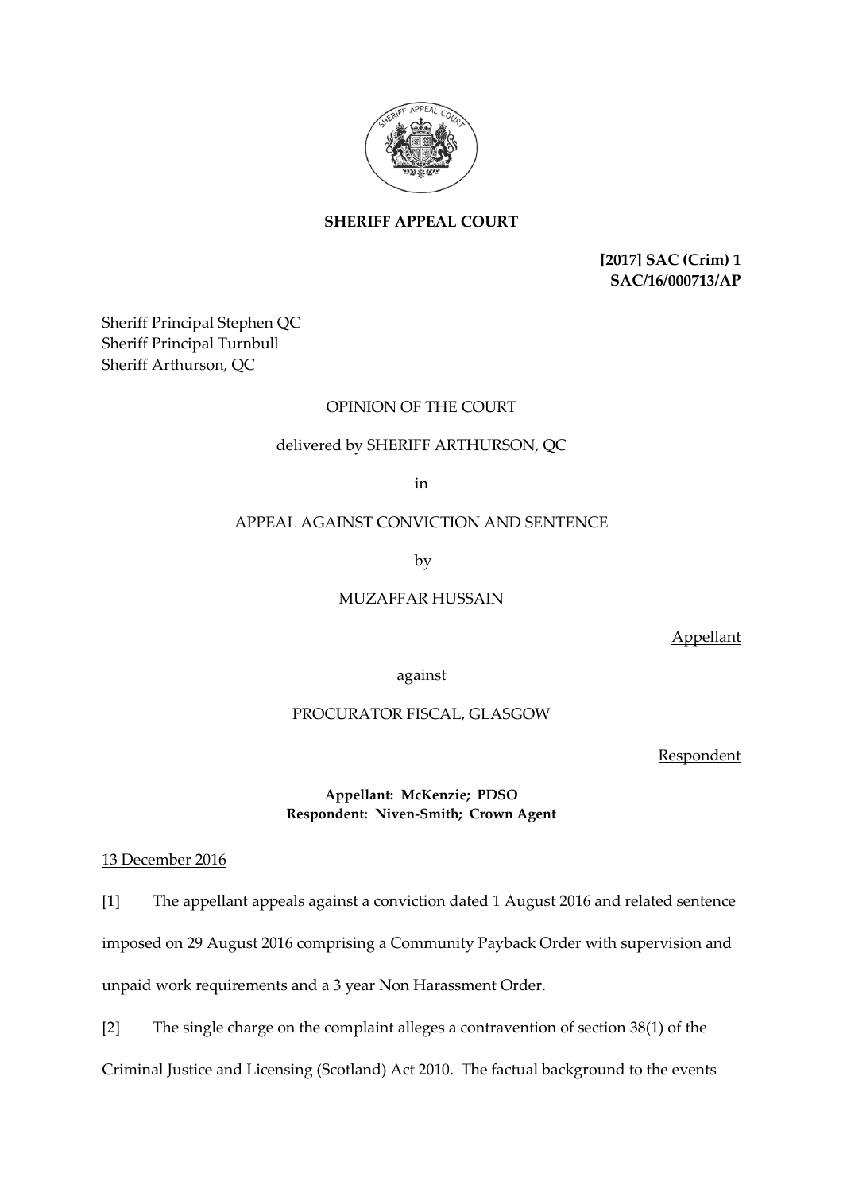**SHERIFF APPEAL COURT**

**[2017] SAC (Crim) 1**
**SAC/16/000713/AP**

Sheriff Principal Stephen QC
Sheriff Principal Turnbull
Sheriff Arthurson, QC

OPINION OF THE COURT

delivered by SHERIFF ARTHURSON, QC

in

APPEAL AGAINST CONVICTION AND SENTENCE

by

MUZAFFAR HUSSAIN

Appellant

against

PROCURATOR FISCAL, GLASGOW

Respondent

**Appellant: McKenzie; PDSO**
**Respondent: Niven-Smith; Crown Agent**

13 December 2016

[1] The appellant appeals against a conviction dated 1 August 2016 and related sentence imposed on 29 August 2016 comprising a Community Payback Order with supervision and unpaid work requirements and a 3 year Non Harassment Order.

[2] The single charge on the complaint alleges a contravention of section 38(1) of the Criminal Justice and Licensing (Scotland) Act 2010. The factual background to the events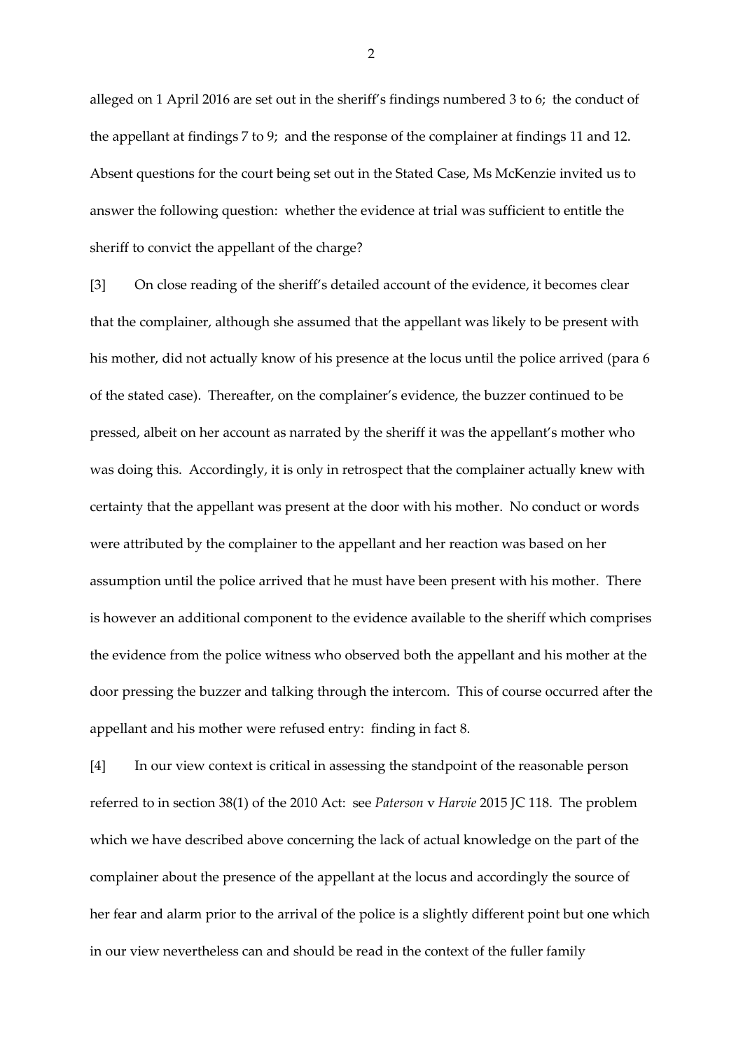alleged on 1 April 2016 are set out in the sheriff's findings numbered 3 to 6; the conduct of the appellant at findings 7 to 9; and the response of the complainer at findings 11 and 12. Absent questions for the court being set out in the Stated Case, Ms McKenzie invited us to answer the following question: whether the evidence at trial was sufficient to entitle the sheriff to convict the appellant of the charge?

[3] On close reading of the sheriff's detailed account of the evidence, it becomes clear that the complainer, although she assumed that the appellant was likely to be present with his mother, did not actually know of his presence at the locus until the police arrived (para 6 of the stated case). Thereafter, on the complainer's evidence, the buzzer continued to be pressed, albeit on her account as narrated by the sheriff it was the appellant's mother who was doing this. Accordingly, it is only in retrospect that the complainer actually knew with certainty that the appellant was present at the door with his mother. No conduct or words were attributed by the complainer to the appellant and her reaction was based on her assumption until the police arrived that he must have been present with his mother. There is however an additional component to the evidence available to the sheriff which comprises the evidence from the police witness who observed both the appellant and his mother at the door pressing the buzzer and talking through the intercom. This of course occurred after the appellant and his mother were refused entry: finding in fact 8.

[4] In our view context is critical in assessing the standpoint of the reasonable person referred to in section 38(1) of the 2010 Act: see *Paterson* v *Harvie* 2015 JC 118. The problem which we have described above concerning the lack of actual knowledge on the part of the complainer about the presence of the appellant at the locus and accordingly the source of her fear and alarm prior to the arrival of the police is a slightly different point but one which in our view nevertheless can and should be read in the context of the fuller family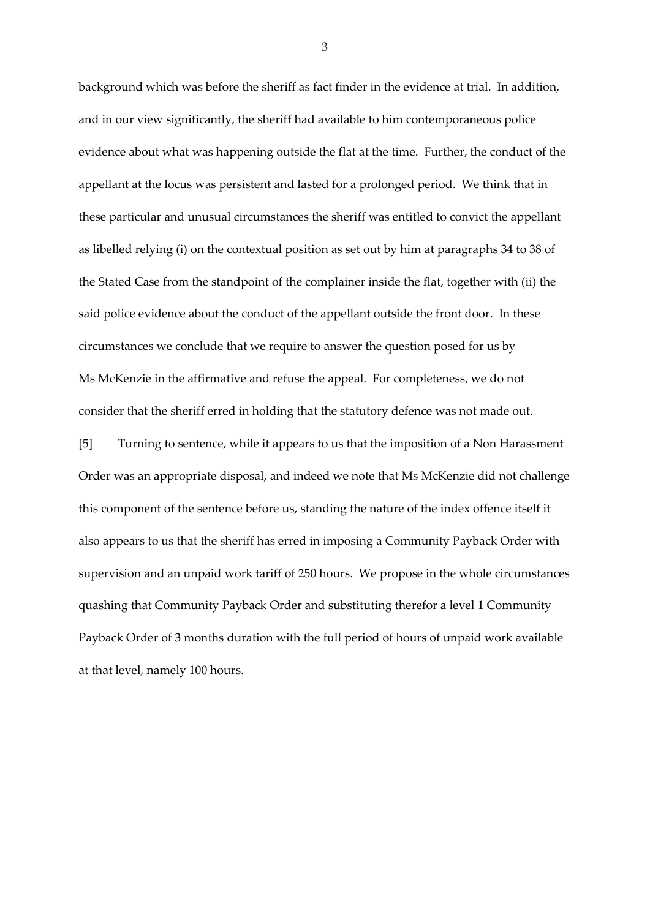background which was before the sheriff as fact finder in the evidence at trial. In addition, and in our view significantly, the sheriff had available to him contemporaneous police evidence about what was happening outside the flat at the time. Further, the conduct of the appellant at the locus was persistent and lasted for a prolonged period. We think that in these particular and unusual circumstances the sheriff was entitled to convict the appellant as libelled relying (i) on the contextual position as set out by him at paragraphs 34 to 38 of the Stated Case from the standpoint of the complainer inside the flat, together with (ii) the said police evidence about the conduct of the appellant outside the front door. In these circumstances we conclude that we require to answer the question posed for us by Ms McKenzie in the affirmative and refuse the appeal. For completeness, we do not consider that the sheriff erred in holding that the statutory defence was not made out.

[5] Turning to sentence, while it appears to us that the imposition of a Non Harassment Order was an appropriate disposal, and indeed we note that Ms McKenzie did not challenge this component of the sentence before us, standing the nature of the index offence itself it also appears to us that the sheriff has erred in imposing a Community Payback Order with supervision and an unpaid work tariff of 250 hours. We propose in the whole circumstances quashing that Community Payback Order and substituting therefor a level 1 Community Payback Order of 3 months duration with the full period of hours of unpaid work available at that level, namely 100 hours.